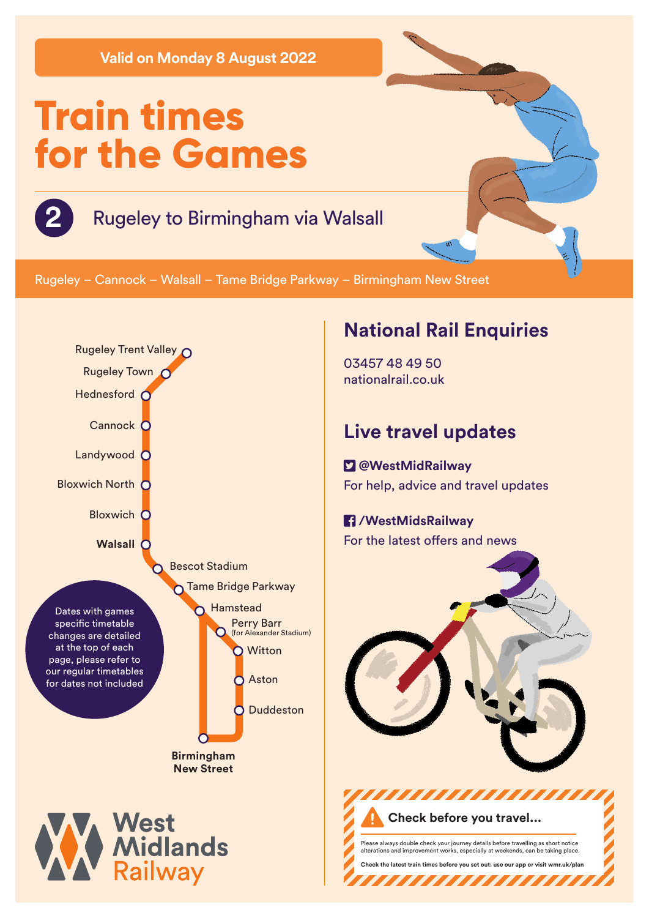Valid on Monday 8 August 2022

# Train times for the Games

## 2 Rugeley to Birmingham via Walsall

Rugeley – Cannock – Walsall – Tame Bridge Parkway – Birmingham New Street

- Rugeley Trent Valley
- Rugeley Town
- Hednesford
- Cannock
- Landywood
- Bloxwich North
- Bloxwich
- **Walsall**
- Bescot Stadium
- Tame Bridge Parkway
- Hamstead
- Perry Barr (for Alexander Stadium)
- Witton
- Aston
- Duddeston
- **Birmingham New Street**

Dates with games specific timetable changes are detailed at the top of each page, please refer to our regular timetables for dates not included

West Midlands Railway

## National Rail Enquiries

03457 48 49 50
nationalrail.co.uk

## Live travel updates

**@WestMidRailway**
For help, advice and travel updates

**/WestMidsRailway**
For the latest offers and news

**Check before you travel...**

Please always double check your journey details before travelling as short notice alterations and improvement works, especially at weekends, can be taking place.

**Check the latest train times before you set out: use our app or visit wmr.uk/plan**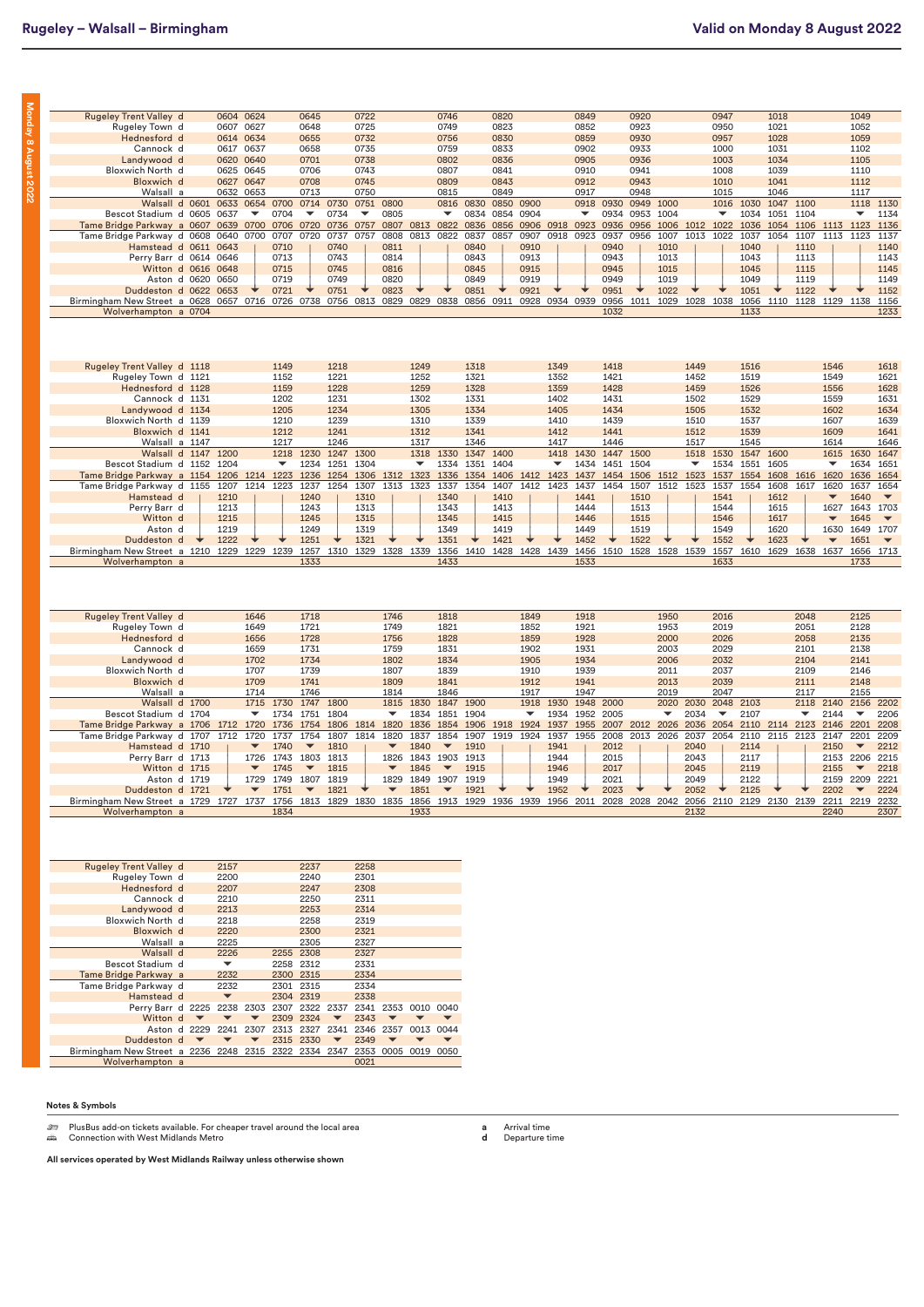# Rugeley – Walsall – Birmingham

**Valid on Monday 8 August 2022**

| Station | | | | | | | | | | | | | | | | | | | | | | | | | | | |
|---|---|---|---|---|---|---|---|---|---|---|---|---|---|---|---|---|---|---|---|---|---|---|---|---|---|---|---|
| Rugeley Trent Valley | d | | 0604 | 0624 | | 0645 | | 0722 | | | 0746 | | 0820 | | | 0849 | | 0920 | | | 0947 | | 1018 | | | 1049 | |
| Rugeley Town | d | | 0607 | 0627 | | 0648 | | 0725 | | | 0749 | | 0823 | | | 0852 | | 0923 | | | 0950 | | 1021 | | | 1052 | |
| Hednesford | d | | 0614 | 0634 | | 0655 | | 0732 | | | 0756 | | 0830 | | | 0859 | | 0930 | | | 0957 | | 1028 | | | 1059 | |
| Cannock | d | | 0617 | 0637 | | 0658 | | 0735 | | | 0759 | | 0833 | | | 0902 | | 0933 | | | 1000 | | 1031 | | | 1102 | |
| Landywood | d | | 0620 | 0640 | | 0701 | | 0738 | | | 0802 | | 0836 | | | 0905 | | 0936 | | | 1003 | | 1034 | | | 1105 | |
| Bloxwich North | d | | 0625 | 0645 | | 0706 | | 0743 | | | 0807 | | 0841 | | | 0910 | | 0941 | | | 1008 | | 1039 | | | 1110 | |
| Bloxwich | d | | 0627 | 0647 | | 0708 | | 0745 | | | 0809 | | 0843 | | | 0912 | | 0943 | | | 1010 | | 1041 | | | 1112 | |
| Walsall | a | | 0632 | 0653 | | 0713 | | 0750 | | | 0815 | | 0849 | | | 0917 | | 0948 | | | 1015 | | 1046 | | | 1117 | |
| Walsall | d | 0601 | 0633 | 0654 | 0700 | 0714 | 0730 | 0751 | 0800 | | 0816 | 0830 | 0850 | 0900 | | 0918 | 0930 | 0949 | 1000 | | 1016 | 1030 | 1047 | 1100 | | 1118 | 1130 |
| Bescot Stadium | d | 0605 | 0637 | ▼ | 0704 | ▼ | 0734 | ▼ | 0805 | | ▼ | 0834 | 0854 | 0904 | | ▼ | 0934 | 0953 | 1004 | | ▼ | 1034 | 1051 | 1104 | | ▼ | 1134 |
| Tame Bridge Parkway | a | 0607 | 0639 | 0700 | 0706 | 0720 | 0736 | 0757 | 0807 | 0813 | 0822 | 0836 | 0856 | 0906 | 0918 | 0923 | 0936 | 0956 | 1006 | 1012 | 1022 | 1036 | 1054 | 1106 | 1113 | 1123 | 1136 |
| Tame Bridge Parkway | d | 0608 | 0640 | 0700 | 0707 | 0720 | 0737 | 0757 | 0808 | 0813 | 0822 | 0837 | 0857 | 0907 | 0918 | 0923 | 0937 | 0956 | 1007 | 1013 | 1022 | 1037 | 1054 | 1107 | 1113 | 1123 | 1137 |
| Hamstead | d | 0611 | 0643 | \| | 0710 | \| | 0740 | \| | 0811 | \| | \| | 0840 | \| | 0910 | \| | \| | 0940 | \| | 1010 | \| | \| | 1040 | \| | 1110 | \| | \| | 1140 |
| Perry Barr | d | 0614 | 0646 | \| | 0713 | \| | 0743 | \| | 0814 | \| | \| | 0843 | \| | 0913 | \| | \| | 0943 | \| | 1013 | \| | \| | 1043 | \| | 1113 | \| | \| | 1143 |
| Witton | d | 0616 | 0648 | \| | 0715 | \| | 0745 | \| | 0816 | \| | \| | 0845 | \| | 0915 | \| | \| | 0945 | \| | 1015 | \| | \| | 1045 | \| | 1115 | \| | \| | 1145 |
| Aston | d | 0620 | 0650 | \| | 0719 | \| | 0749 | \| | 0820 | \| | \| | 0849 | \| | 0919 | \| | \| | 0949 | \| | 1019 | \| | \| | 1049 | \| | 1119 | \| | \| | 1149 |
| Duddeston | d | 0622 | 0653 | ▼ | 0721 | ▼ | 0751 | ▼ | 0823 | ▼ | ▼ | 0851 | ▼ | 0921 | ▼ | ▼ | 0951 | ▼ | 1022 | ▼ | ▼ | 1051 | ▼ | 1122 | ▼ | ▼ | 1152 |
| Birmingham New Street | a | 0628 | 0657 | 0716 | 0726 | 0738 | 0756 | 0813 | 0829 | 0829 | 0838 | 0856 | 0911 | 0928 | 0934 | 0939 | 0956 | 1011 | 1029 | 1028 | 1038 | 1056 | 1110 | 1128 | 1129 | 1138 | 1156 |
| Wolverhampton | a | 0704 | | | | | | | | | | | | | | | 1032 | | | | | 1133 | | | | | 1233 |

| Station | | | | | | | | | | | | | | | | | | | | | | | | | | | |
|---|---|---|---|---|---|---|---|---|---|---|---|---|---|---|---|---|---|---|---|---|---|---|---|---|---|---|---|
| Rugeley Trent Valley | d | 1118 | | | 1149 | | 1218 | | | 1249 | | 1318 | | | 1349 | | 1418 | | | 1449 | | 1516 | | | 1546 | | 1618 |
| Rugeley Town | d | 1121 | | | 1152 | | 1221 | | | 1252 | | 1321 | | | 1352 | | 1421 | | | 1452 | | 1519 | | | 1549 | | 1621 |
| Hednesford | d | 1128 | | | 1159 | | 1228 | | | 1259 | | 1328 | | | 1359 | | 1428 | | | 1459 | | 1526 | | | 1556 | | 1628 |
| Cannock | d | 1131 | | | 1202 | | 1231 | | | 1302 | | 1331 | | | 1402 | | 1431 | | | 1502 | | 1529 | | | 1559 | | 1631 |
| Landywood | d | 1134 | | | 1205 | | 1234 | | | 1305 | | 1334 | | | 1405 | | 1434 | | | 1505 | | 1532 | | | 1602 | | 1634 |
| Bloxwich North | d | 1139 | | | 1210 | | 1239 | | | 1310 | | 1339 | | | 1410 | | 1439 | | | 1510 | | 1537 | | | 1607 | | 1639 |
| Bloxwich | d | 1141 | | | 1212 | | 1241 | | | 1312 | | 1341 | | | 1412 | | 1441 | | | 1512 | | 1539 | | | 1609 | | 1641 |
| Walsall | a | 1147 | | | 1217 | | 1246 | | | 1317 | | 1346 | | | 1417 | | 1446 | | | 1517 | | 1545 | | | 1614 | | 1646 |
| Walsall | d | 1147 | 1200 | | 1218 | 1230 | 1247 | 1300 | | 1318 | 1330 | 1347 | 1400 | | 1418 | 1430 | 1447 | 1500 | | 1518 | 1530 | 1547 | 1600 | | 1615 | 1630 | 1647 |
| Bescot Stadium | d | 1152 | 1204 | | ▼ | 1234 | 1251 | 1304 | | ▼ | 1334 | 1351 | 1404 | | ▼ | 1434 | 1451 | 1504 | | ▼ | 1534 | 1551 | 1605 | | ▼ | 1634 | 1651 |
| Tame Bridge Parkway | a | 1154 | 1206 | 1214 | 1223 | 1236 | 1254 | 1306 | 1312 | 1323 | 1336 | 1354 | 1406 | 1412 | 1423 | 1437 | 1454 | 1506 | 1512 | 1523 | 1537 | 1554 | 1608 | 1616 | 1620 | 1636 | 1654 |
| Tame Bridge Parkway | d | 1155 | 1207 | 1214 | 1223 | 1237 | 1254 | 1307 | 1313 | 1323 | 1337 | 1354 | 1407 | 1412 | 1423 | 1437 | 1454 | 1507 | 1512 | 1523 | 1537 | 1554 | 1608 | 1617 | 1620 | 1637 | 1654 |
| Hamstead | d | | 1210 | \| | \| | 1240 | \| | 1310 | \| | \| | 1340 | \| | 1410 | \| | \| | 1441 | \| | 1510 | \| | \| | 1541 | \| | 1612 | \| | ▼ | 1640 | ▼ |
| Perry Barr | d | | 1213 | \| | \| | 1243 | \| | 1313 | \| | \| | 1343 | \| | 1413 | \| | \| | 1444 | \| | 1513 | \| | \| | 1544 | \| | 1615 | \| | 1627 | 1643 | 1703 |
| Witton | d | | 1215 | \| | \| | 1245 | \| | 1315 | \| | \| | 1345 | \| | 1415 | \| | \| | 1446 | \| | 1515 | \| | \| | 1546 | \| | 1617 | \| | ▼ | 1645 | ▼ |
| Aston | d | | 1219 | \| | \| | 1249 | \| | 1319 | \| | \| | 1349 | \| | 1419 | \| | \| | 1449 | \| | 1519 | \| | \| | 1549 | \| | 1620 | \| | 1630 | 1649 | 1707 |
| Duddeston | d | ▼ | 1222 | ▼ | ▼ | 1251 | ▼ | 1321 | ▼ | ▼ | 1351 | ▼ | 1421 | ▼ | ▼ | 1452 | ▼ | 1522 | ▼ | ▼ | 1552 | ▼ | 1623 | ▼ | ▼ | 1651 | ▼ |
| Birmingham New Street | a | 1210 | 1229 | 1229 | 1239 | 1257 | 1310 | 1329 | 1328 | 1339 | 1356 | 1410 | 1428 | 1428 | 1439 | 1456 | 1510 | 1528 | 1528 | 1539 | 1557 | 1610 | 1629 | 1638 | 1637 | 1656 | 1713 |
| Wolverhampton | a | | | | | | 1333 | | | | 1433 | | | | | 1533 | | | | | 1633 | | | | | 1733 | |

| Station | | | | | | | | | | | | | | | | | | | | | | | | | | | |
|---|---|---|---|---|---|---|---|---|---|---|---|---|---|---|---|---|---|---|---|---|---|---|---|---|---|---|---|
| Rugeley Trent Valley | d | | | 1646 | | 1718 | | | 1746 | | 1818 | | | 1849 | | 1918 | | | 1950 | | 2016 | | | 2048 | | 2125 | |
| Rugeley Town | d | | | 1649 | | 1721 | | | 1749 | | 1821 | | | 1852 | | 1921 | | | 1953 | | 2019 | | | 2051 | | 2128 | |
| Hednesford | d | | | 1656 | | 1728 | | | 1756 | | 1828 | | | 1859 | | 1928 | | | 2000 | | 2026 | | | 2058 | | 2135 | |
| Cannock | d | | | 1659 | | 1731 | | | 1759 | | 1831 | | | 1902 | | 1931 | | | 2003 | | 2029 | | | 2101 | | 2138 | |
| Landywood | d | | | 1702 | | 1734 | | | 1802 | | 1834 | | | 1905 | | 1934 | | | 2006 | | 2032 | | | 2104 | | 2141 | |
| Bloxwich North | d | | | 1707 | | 1739 | | | 1807 | | 1839 | | | 1910 | | 1939 | | | 2011 | | 2037 | | | 2109 | | 2146 | |
| Bloxwich | d | | | 1709 | | 1741 | | | 1809 | | 1841 | | | 1912 | | 1941 | | | 2013 | | 2039 | | | 2111 | | 2148 | |
| Walsall | a | | | 1714 | | 1746 | | | 1814 | | 1846 | | | 1917 | | 1947 | | | 2019 | | 2047 | | | 2117 | | 2155 | |
| Walsall | d | 1700 | | 1715 | 1730 | 1747 | 1800 | | 1815 | 1830 | 1847 | 1900 | | 1918 | 1930 | 1948 | 2000 | | 2020 | 2030 | 2048 | 2103 | | 2118 | 2140 | 2156 | 2202 |
| Bescot Stadium | d | 1704 | | ▼ | 1734 | 1751 | 1804 | | ▼ | 1834 | 1851 | 1904 | | ▼ | 1934 | 1952 | 2005 | | ▼ | 2034 | ▼ | 2107 | | ▼ | 2144 | ▼ | 2206 |
| Tame Bridge Parkway | a | 1706 | 1712 | 1720 | 1736 | 1754 | 1806 | 1814 | 1820 | 1836 | 1854 | 1906 | 1918 | 1924 | 1937 | 1955 | 2007 | 2012 | 2026 | 2036 | 2054 | 2110 | 2114 | 2123 | 2146 | 2201 | 2208 |
| Tame Bridge Parkway | d | 1707 | 1712 | 1720 | 1737 | 1754 | 1807 | 1814 | 1820 | 1837 | 1854 | 1907 | 1919 | 1924 | 1937 | 1955 | 2008 | 2013 | 2026 | 2037 | 2054 | 2110 | 2115 | 2123 | 2147 | 2201 | 2209 |
| Hamstead | d | 1710 | \| | ▼ | 1740 | ▼ | 1810 | \| | ▼ | 1840 | ▼ | 1910 | \| | \| | 1941 | \| | 2012 | \| | \| | 2040 | \| | 2114 | \| | \| | 2150 | ▼ | 2212 |
| Perry Barr | d | 1713 | \| | 1726 | 1743 | 1803 | 1813 | \| | 1826 | 1843 | 1903 | 1913 | \| | \| | 1944 | \| | 2015 | \| | \| | 2043 | \| | 2117 | \| | \| | 2153 | 2206 | 2215 |
| Witton | d | 1715 | \| | ▼ | 1745 | ▼ | 1815 | \| | ▼ | 1845 | ▼ | 1915 | \| | \| | 1946 | \| | 2017 | \| | \| | 2045 | \| | 2119 | \| | \| | 2155 | ▼ | 2218 |
| Aston | d | 1719 | \| | 1729 | 1749 | 1807 | 1819 | \| | 1829 | 1849 | 1907 | 1919 | \| | \| | 1949 | \| | 2021 | \| | \| | 2049 | \| | 2122 | \| | \| | 2159 | 2209 | 2221 |
| Duddeston | d | 1721 | ▼ | ▼ | 1751 | ▼ | 1821 | ▼ | ▼ | 1851 | ▼ | 1921 | ▼ | ▼ | 1952 | ▼ | 2023 | ▼ | ▼ | 2052 | ▼ | 2125 | ▼ | ▼ | 2202 | ▼ | 2224 |
| Birmingham New Street | a | 1729 | 1727 | 1737 | 1756 | 1813 | 1829 | 1830 | 1835 | 1856 | 1913 | 1929 | 1936 | 1939 | 1956 | 2011 | 2028 | 2028 | 2042 | 2056 | 2110 | 2129 | 2130 | 2139 | 2211 | 2219 | 2232 |
| Wolverhampton | a | | | | 1834 | | | | | 1933 | | | | | | | | | | 2132 | | | | | 2240 | | 2307 |

| Station | | | | | | | | | | | |
|---|---|---|---|---|---|---|---|---|---|---|---|
| Rugeley Trent Valley | d | | 2157 | | | 2237 | | 2258 | | | |
| Rugeley Town | d | | 2200 | | | 2240 | | 2301 | | | |
| Hednesford | d | | 2207 | | | 2247 | | 2308 | | | |
| Cannock | d | | 2210 | | | 2250 | | 2311 | | | |
| Landywood | d | | 2213 | | | 2253 | | 2314 | | | |
| Bloxwich North | d | | 2218 | | | 2258 | | 2319 | | | |
| Bloxwich | d | | 2220 | | | 2300 | | 2321 | | | |
| Walsall | a | | 2225 | | | 2305 | | 2327 | | | |
| Walsall | d | | 2226 | | 2255 | 2308 | | 2327 | | | |
| Bescot Stadium | d | | ▼ | | 2258 | 2312 | | 2331 | | | |
| Tame Bridge Parkway | a | | 2232 | | 2300 | 2315 | | 2334 | | | |
| Tame Bridge Parkway | d | | 2232 | | 2301 | 2315 | | 2334 | | | |
| Hamstead | d | | ▼ | | 2304 | 2319 | | 2338 | | | |
| Perry Barr | d | 2225 | 2238 | 2303 | 2307 | 2322 | 2337 | 2341 | 2353 | 0010 | 0040 |
| Witton | d | ▼ | ▼ | ▼ | 2309 | 2324 | ▼ | 2343 | ▼ | ▼ | ▼ |
| Aston | d | 2229 | 2241 | 2307 | 2313 | 2327 | 2341 | 2346 | 2357 | 0013 | 0044 |
| Duddeston | d | ▼ | ▼ | ▼ | 2315 | 2330 | ▼ | 2349 | ▼ | ▼ | ▼ |
| Birmingham New Street | a | 2236 | 2248 | 2315 | 2322 | 2334 | 2347 | 2353 | 0005 | 0019 | 0050 |
| Wolverhampton | a | | | | | | | 0021 | | | |

**Notes & Symbols**

PlusBus add-on tickets available. For cheaper travel around the local area

Connection with West Midlands Metro

**a** Arrival time

**d** Departure time

**All services operated by West Midlands Railway unless otherwise shown**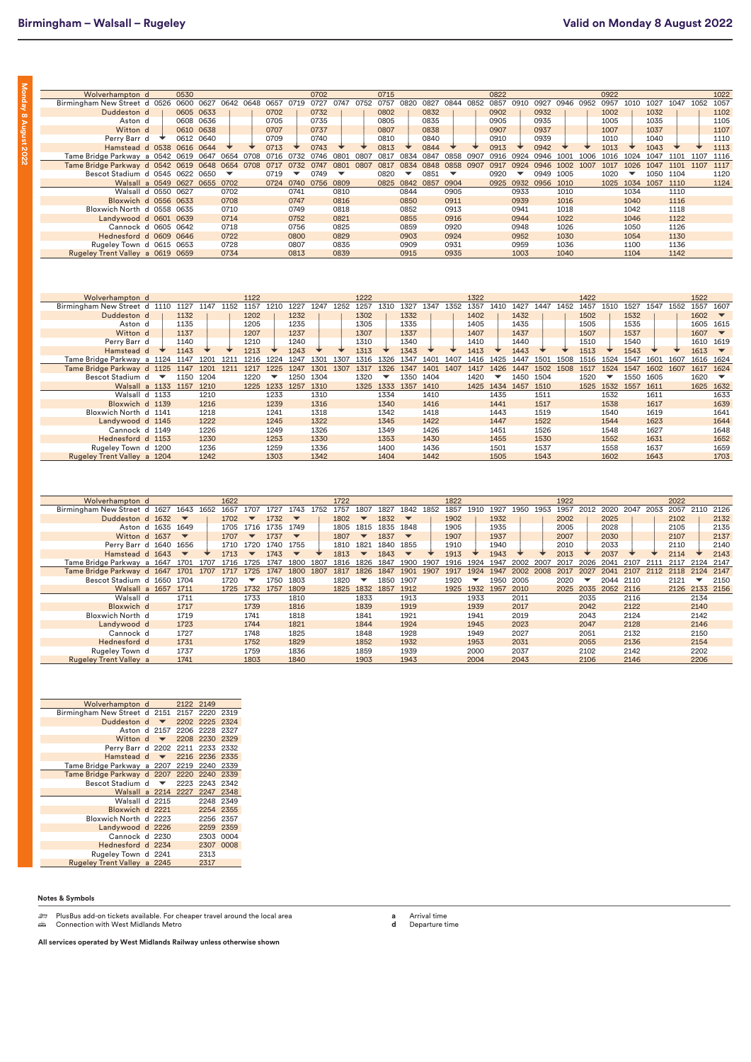# Birmingham – Walsall – Rugeley

**Valid on Monday 8 August 2022**

| | | | | | | | | | | | | | | | | | | | | | | | | | | | |
|---|---|---|---|---|---|---|---|---|---|---|---|---|---|---|---|---|---|---|---|---|---|---|---|---|---|---|---|
| Wolverhampton | d | | 0530 | | | | | | 0702 | | | 0715 | | | | | 0822 | | | | | 0922 | | | | | 1022 |
| Birmingham New Street | d | 0526 | 0600 | 0627 | 0642 | 0648 | 0657 | 0719 | 0727 | 0747 | 0752 | 0757 | 0820 | 0827 | 0844 | 0852 | 0857 | 0910 | 0927 | 0946 | 0952 | 0957 | 1010 | 1027 | 1047 | 1052 | 1057 |
| Duddeston | d | | 0605 | 0633 | | | 0702 | | 0732 | | | 0802 | | 0832 | | | 0902 | | 0932 | | | 1002 | | 1032 | | | 1102 |
| Aston | d | | 0608 | 0636 | | | 0705 | | 0735 | | | 0805 | | 0835 | | | 0905 | | 0935 | | | 1005 | | 1035 | | | 1105 |
| Witton | d | | 0610 | 0638 | | | 0707 | | 0737 | | | 0807 | | 0838 | | | 0907 | | 0937 | | | 1007 | | 1037 | | | 1107 |
| Perry Barr | d | ▼ | 0612 | 0640 | | | 0709 | | 0740 | | | 0810 | | 0840 | | | 0910 | | 0939 | | | 1010 | | 1040 | | | 1110 |
| Hamstead | d | 0538 | 0616 | 0644 | ▼ | ▼ | 0713 | ▼ | 0743 | ▼ | ▼ | 0813 | ▼ | 0844 | ▼ | ▼ | 0913 | ▼ | 0942 | ▼ | ▼ | 1013 | ▼ | 1043 | ▼ | ▼ | 1113 |
| Tame Bridge Parkway | a | 0542 | 0619 | 0647 | 0654 | 0708 | 0716 | 0732 | 0746 | 0801 | 0807 | 0817 | 0834 | 0847 | 0858 | 0907 | 0916 | 0924 | 0946 | 1001 | 1006 | 1016 | 1024 | 1047 | 1101 | 1107 | 1116 |
| Tame Bridge Parkway | d | 0542 | 0619 | 0648 | 0654 | 0708 | 0717 | 0732 | 0747 | 0801 | 0807 | 0817 | 0834 | 0848 | 0858 | 0907 | 0917 | 0924 | 0946 | 1002 | 1007 | 1017 | 1026 | 1047 | 1101 | 1107 | 1117 |
| Bescot Stadium | d | 0545 | 0622 | 0650 | ▼ | | 0719 | ▼ | 0749 | ▼ | | 0820 | ▼ | 0851 | ▼ | | 0920 | ▼ | 0949 | 1005 | | 1020 | ▼ | 1050 | 1104 | | 1120 |
| Walsall | a | 0549 | 0627 | 0655 | 0702 | | 0724 | 0740 | 0756 | 0809 | | 0825 | 0842 | 0857 | 0904 | | 0925 | 0932 | 0956 | 1010 | | 1025 | 1034 | 1057 | 1110 | | 1124 |
| Walsall | d | 0550 | 0627 | | 0702 | | | 0741 | | 0810 | | | 0844 | | 0905 | | | 0933 | | 1010 | | | 1034 | | 1110 | | |
| Bloxwich | d | 0556 | 0633 | | 0708 | | | 0747 | | 0816 | | | 0850 | | 0911 | | | 0939 | | 1016 | | | 1040 | | 1116 | | |
| Bloxwich North | d | 0558 | 0635 | | 0710 | | | 0749 | | 0818 | | | 0852 | | 0913 | | | 0941 | | 1018 | | | 1042 | | 1118 | | |
| Landywood | d | 0601 | 0639 | | 0714 | | | 0752 | | 0821 | | | 0855 | | 0916 | | | 0944 | | 1022 | | | 1046 | | 1122 | | |
| Cannock | d | 0605 | 0642 | | 0718 | | | 0756 | | 0825 | | | 0859 | | 0920 | | | 0948 | | 1026 | | | 1050 | | 1126 | | |
| Hednesford | d | 0609 | 0646 | | 0722 | | | 0800 | | 0829 | | | 0903 | | 0924 | | | 0952 | | 1030 | | | 1054 | | 1130 | | |
| Rugeley Town | d | 0615 | 0653 | | 0728 | | | 0807 | | 0835 | | | 0909 | | 0931 | | | 0959 | | 1036 | | | 1100 | | 1136 | | |
| Rugeley Trent Valley | a | 0619 | 0659 | | 0734 | | | 0813 | | 0839 | | | 0915 | | 0935 | | | 1003 | | 1040 | | | 1104 | | 1142 | | |

| | | | | | | | | | | | | | | | | | | | | | | | | | | | |
|---|---|---|---|---|---|---|---|---|---|---|---|---|---|---|---|---|---|---|---|---|---|---|---|---|---|---|---|
| Wolverhampton | d | | | | | 1122 | | | | | 1222 | | | | | 1322 | | | | | 1422 | | | | | 1522 | |
| Birmingham New Street | d | 1110 | 1127 | 1147 | 1152 | 1157 | 1210 | 1227 | 1247 | 1252 | 1257 | 1310 | 1327 | 1347 | 1352 | 1357 | 1410 | 1427 | 1447 | 1452 | 1457 | 1510 | 1527 | 1547 | 1552 | 1557 | 1607 |
| Duddeston | d | | 1132 | | | 1202 | | 1232 | | | 1302 | | 1332 | | | 1402 | | 1432 | | | 1502 | | 1532 | | | 1602 | ▼ |
| Aston | d | | 1135 | | | 1205 | | 1235 | | | 1305 | | 1335 | | | 1405 | | 1435 | | | 1505 | | 1535 | | | 1605 | 1615 |
| Witton | d | | 1137 | | | 1207 | | 1237 | | | 1307 | | 1337 | | | 1407 | | 1437 | | | 1507 | | 1537 | | | 1607 | ▼ |
| Perry Barr | d | | 1140 | | | 1210 | | 1240 | | | 1310 | | 1340 | | | 1410 | | 1440 | | | 1510 | | 1540 | | | 1610 | 1619 |
| Hamstead | d | ▼ | 1143 | ▼ | ▼ | 1213 | ▼ | 1243 | ▼ | ▼ | 1313 | ▼ | 1343 | ▼ | ▼ | 1413 | ▼ | 1443 | ▼ | ▼ | 1513 | ▼ | 1543 | ▼ | ▼ | 1613 | ▼ |
| Tame Bridge Parkway | a | 1124 | 1147 | 1201 | 1211 | 1216 | 1224 | 1247 | 1301 | 1307 | 1316 | 1326 | 1347 | 1401 | 1407 | 1416 | 1425 | 1447 | 1501 | 1508 | 1516 | 1524 | 1547 | 1601 | 1607 | 1616 | 1624 |
| Tame Bridge Parkway | d | 1125 | 1147 | 1201 | 1211 | 1217 | 1225 | 1247 | 1301 | 1307 | 1317 | 1326 | 1347 | 1401 | 1407 | 1417 | 1426 | 1447 | 1502 | 1508 | 1517 | 1524 | 1547 | 1602 | 1607 | 1617 | 1624 |
| Bescot Stadium | d | ▼ | 1150 | 1204 | | 1220 | ▼ | 1250 | 1304 | | 1320 | ▼ | 1350 | 1404 | | 1420 | ▼ | 1450 | 1504 | | 1520 | ▼ | 1550 | 1605 | | 1620 | ▼ |
| Walsall | a | 1133 | 1157 | 1210 | | 1225 | 1233 | 1257 | 1310 | | 1325 | 1333 | 1357 | 1410 | | 1425 | 1434 | 1457 | 1510 | | 1525 | 1532 | 1557 | 1611 | | 1625 | 1632 |
| Walsall | d | 1133 | | 1210 | | | 1233 | | 1310 | | | 1334 | | 1410 | | | 1435 | | 1511 | | | 1532 | | 1611 | | | 1633 |
| Bloxwich | d | 1139 | | 1216 | | | 1239 | | 1316 | | | 1340 | | 1416 | | | 1441 | | 1517 | | | 1538 | | 1617 | | | 1639 |
| Bloxwich North | d | 1141 | | 1218 | | | 1241 | | 1318 | | | 1342 | | 1418 | | | 1443 | | 1519 | | | 1540 | | 1619 | | | 1641 |
| Landywood | d | 1145 | | 1222 | | | 1245 | | 1322 | | | 1345 | | 1422 | | | 1447 | | 1522 | | | 1544 | | 1623 | | | 1644 |
| Cannock | d | 1149 | | 1226 | | | 1249 | | 1326 | | | 1349 | | 1426 | | | 1451 | | 1526 | | | 1548 | | 1627 | | | 1648 |
| Hednesford | d | 1153 | | 1230 | | | 1253 | | 1330 | | | 1353 | | 1430 | | | 1455 | | 1530 | | | 1552 | | 1631 | | | 1652 |
| Rugeley Town | d | 1200 | | 1236 | | | 1259 | | 1336 | | | 1400 | | 1436 | | | 1501 | | 1537 | | | 1558 | | 1637 | | | 1659 |
| Rugeley Trent Valley | a | 1204 | | 1242 | | | 1303 | | 1342 | | | 1404 | | 1442 | | | 1505 | | 1543 | | | 1602 | | 1643 | | | 1703 |

| | | | | | | | | | | | | | | | | | | | | | | | | | | | |
|---|---|---|---|---|---|---|---|---|---|---|---|---|---|---|---|---|---|---|---|---|---|---|---|---|---|---|---|
| Wolverhampton | d | | | | 1622 | | | | | 1722 | | | | | 1822 | | | | | 1922 | | | | | 2022 | | |
| Birmingham New Street | d | 1627 | 1643 | 1652 | 1657 | 1707 | 1727 | 1743 | 1752 | 1757 | 1807 | 1827 | 1842 | 1852 | 1857 | 1910 | 1927 | 1950 | 1953 | 1957 | 2012 | 2020 | 2047 | 2053 | 2057 | 2110 | 2126 |
| Duddeston | d | 1632 | ▼ | | 1702 | ▼ | 1732 | ▼ | | 1802 | ▼ | 1832 | ▼ | | 1902 | | 1932 | | | 2002 | | 2025 | | | 2102 | | 2132 |
| Aston | d | 1635 | 1649 | | 1705 | 1716 | 1735 | 1749 | | 1805 | 1815 | 1835 | 1848 | | 1905 | | 1935 | | | 2005 | | 2028 | | | 2105 | | 2135 |
| Witton | d | 1637 | ▼ | | 1707 | ▼ | 1737 | ▼ | | 1807 | ▼ | 1837 | ▼ | | 1907 | | 1937 | | | 2007 | | 2030 | | | 2107 | | 2137 |
| Perry Barr | d | 1640 | 1656 | | 1710 | 1720 | 1740 | 1755 | | 1810 | 1821 | 1840 | 1855 | | 1910 | | 1940 | | | 2010 | | 2033 | | | 2110 | | 2140 |
| Hamstead | d | 1643 | ▼ | ▼ | 1713 | ▼ | 1743 | ▼ | ▼ | 1813 | ▼ | 1843 | ▼ | ▼ | 1913 | ▼ | 1943 | ▼ | ▼ | 2013 | ▼ | 2037 | ▼ | ▼ | 2114 | ▼ | 2143 |
| Tame Bridge Parkway | a | 1647 | 1701 | 1707 | 1716 | 1725 | 1747 | 1800 | 1807 | 1816 | 1826 | 1847 | 1900 | 1907 | 1916 | 1924 | 1947 | 2002 | 2007 | 2017 | 2026 | 2041 | 2107 | 2111 | 2117 | 2124 | 2147 |
| Tame Bridge Parkway | d | 1647 | 1701 | 1707 | 1717 | 1725 | 1747 | 1800 | 1807 | 1817 | 1826 | 1847 | 1901 | 1907 | 1917 | 1924 | 1947 | 2002 | 2008 | 2017 | 2027 | 2041 | 2107 | 2112 | 2118 | 2124 | 2147 |
| Bescot Stadium | d | 1650 | 1704 | | 1720 | ▼ | 1750 | 1803 | | 1820 | ▼ | 1850 | 1907 | | 1920 | ▼ | 1950 | 2005 | | 2020 | ▼ | 2044 | 2110 | | 2121 | ▼ | 2150 |
| Walsall | a | 1657 | 1711 | | 1725 | 1732 | 1757 | 1809 | | 1825 | 1832 | 1857 | 1912 | | 1925 | 1932 | 1957 | 2010 | | 2025 | 2035 | 2052 | 2116 | | 2126 | 2133 | 2156 |
| Walsall | d | | 1711 | | | 1733 | | 1810 | | | 1833 | | 1913 | | | 1933 | | 2011 | | | 2035 | | 2116 | | | 2134 | |
| Bloxwich | d | | 1717 | | | 1739 | | 1816 | | | 1839 | | 1919 | | | 1939 | | 2017 | | | 2042 | | 2122 | | | 2140 | |
| Bloxwich North | d | | 1719 | | | 1741 | | 1818 | | | 1841 | | 1921 | | | 1941 | | 2019 | | | 2043 | | 2124 | | | 2142 | |
| Landywood | d | | 1723 | | | 1744 | | 1821 | | | 1844 | | 1924 | | | 1945 | | 2023 | | | 2047 | | 2128 | | | 2146 | |
| Cannock | d | | 1727 | | | 1748 | | 1825 | | | 1848 | | 1928 | | | 1949 | | 2027 | | | 2051 | | 2132 | | | 2150 | |
| Hednesford | d | | 1731 | | | 1752 | | 1829 | | | 1852 | | 1932 | | | 1953 | | 2031 | | | 2055 | | 2136 | | | 2154 | |
| Rugeley Town | d | | 1737 | | | 1759 | | 1836 | | | 1859 | | 1939 | | | 2000 | | 2037 | | | 2102 | | 2142 | | | 2202 | |
| Rugeley Trent Valley | a | | 1741 | | | 1803 | | 1840 | | | 1903 | | 1943 | | | 2004 | | 2043 | | | 2106 | | 2146 | | | 2206 | |

| | | | | | |
|---|---|---|---|---|---|
| Wolverhampton | d | | 2122 | 2149 | |
| Birmingham New Street | d | 2151 | 2157 | 2220 | 2319 |
| Duddeston | d | ▼ | 2202 | 2225 | 2324 |
| Aston | d | 2157 | 2206 | 2228 | 2327 |
| Witton | d | ▼ | 2208 | 2230 | 2329 |
| Perry Barr | d | 2202 | 2211 | 2233 | 2332 |
| Hamstead | d | ▼ | 2216 | 2236 | 2335 |
| Tame Bridge Parkway | a | 2207 | 2219 | 2240 | 2339 |
| Tame Bridge Parkway | d | 2207 | 2220 | 2240 | 2339 |
| Bescot Stadium | d | ▼ | 2223 | 2243 | 2342 |
| Walsall | a | 2214 | 2227 | 2247 | 2348 |
| Walsall | d | 2215 | | 2248 | 2349 |
| Bloxwich | d | 2221 | | 2254 | 2355 |
| Bloxwich North | d | 2223 | | 2256 | 2357 |
| Landywood | d | 2226 | | 2259 | 2359 |
| Cannock | d | 2230 | | 2303 | 0004 |
| Hednesford | d | 2234 | | 2307 | 0008 |
| Rugeley Town | d | 2241 | | 2313 | |
| Rugeley Trent Valley | a | 2245 | | 2317 | |

**Notes & Symbols**

PlusBus add-on tickets available. For cheaper travel around the local area
Connection with West Midlands Metro

**a** Arrival time
**d** Departure time

**All services operated by West Midlands Railway unless otherwise shown**